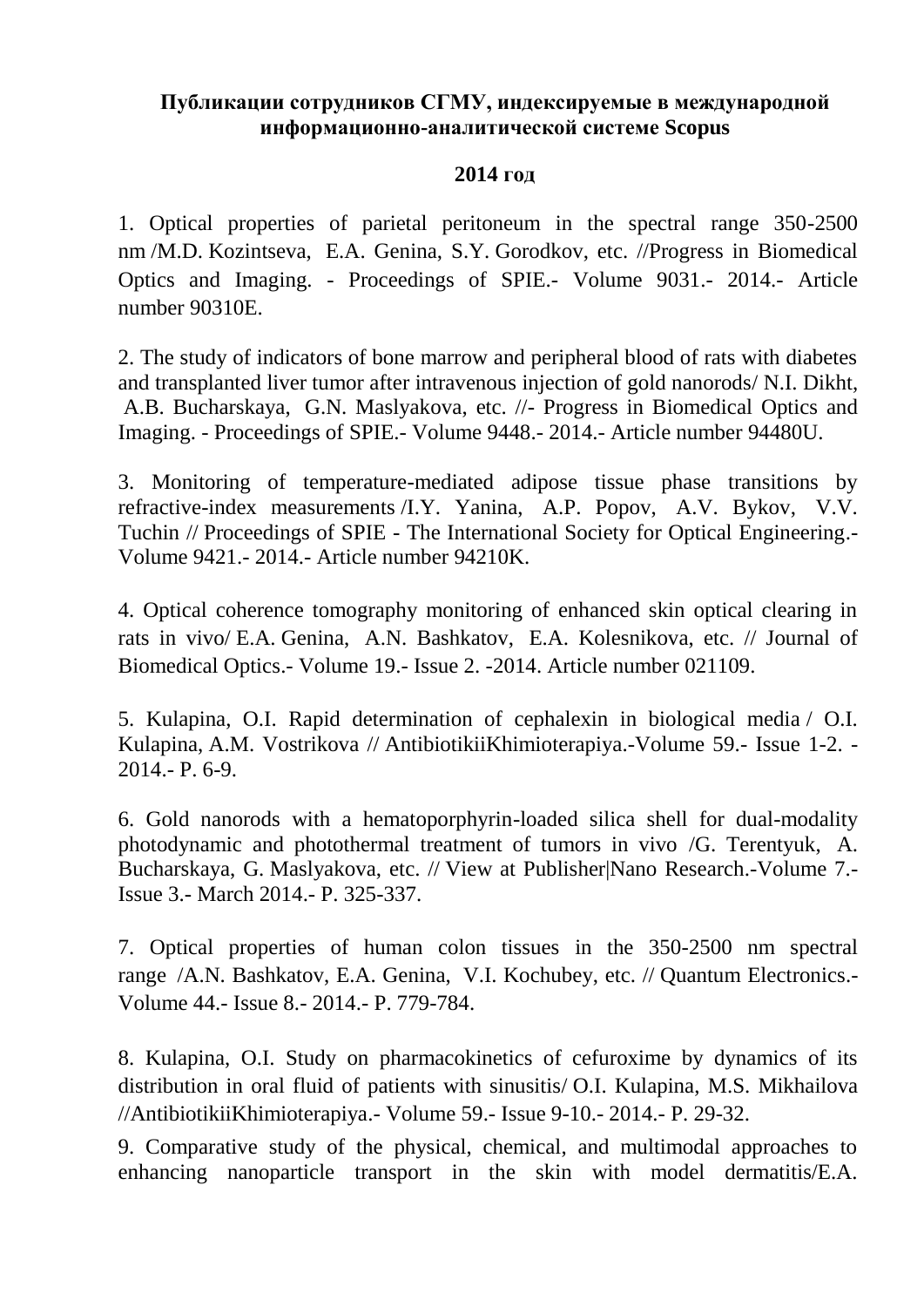**Публикации сотрудников СГМУ, индексируемые в международной информационно-аналитической системе Scopus**

**2014 год**

1. Optical properties of parietal peritoneum in the spectral range 350-2500 nm /M.D. Kozintseva, E.A. Genina, S.Y. Gorodkov, etc. //Progress in Biomedical Optics and Imaging. - Proceedings of SPIE.- Volume 9031.- 2014.- Article number 90310E.

2. The study of indicators of bone marrow and peripheral blood of rats with diabetes and transplanted liver tumor after intravenous injection of gold nanorods/ N.I. Dikht, A.B. Bucharskaya, G.N. Maslyakova, etc. //- Progress in Biomedical Optics and Imaging. - Proceedings of SPIE.- Volume 9448.- 2014.- Article number 94480U.

3. Monitoring of temperature-mediated adipose tissue phase transitions by refractive-index measurements /I.Y. Yanina, A.P. Popov, A.V. Bykov, V.V. Tuchin // Proceedings of SPIE - The International Society for Optical Engineering.- Volume 9421.- 2014.- Article number 94210K.

4. Optical coherence tomography monitoring of enhanced skin optical clearing in rats in vivo/ E.A. Genina, A.N. Bashkatov, E.A. Kolesnikova, etc. // Journal of Biomedical Optics.- Volume 19.- Issue 2. -2014. Article number 021109.

5. Kulapina, O.I. Rapid determination of cephalexin in biological media / O.I. Kulapina, A.M. Vostrikova // AntibiotikiiKhimioterapiya.-Volume 59.- Issue 1-2. -2014.- P. 6-9.

6. Gold nanorods with a hematoporphyrin-loaded silica shell for dual-modality photodynamic and photothermal treatment of tumors in vivo /G. Terentyuk, A. Bucharskaya, G. Maslyakova, etc. // View at Publisher|Nano Research.-Volume 7.- Issue 3.- March 2014.- P. 325-337.

7. Optical properties of human colon tissues in the 350-2500 nm spectral range /A.N. Bashkatov, E.A. Genina, V.I. Kochubey, etc. // Quantum Electronics.- Volume 44.- Issue 8.- 2014.- P. 779-784.

8. Kulapina, O.I. Study on pharmacokinetics of cefuroxime by dynamics of its distribution in oral fluid of patients with sinusitis/ O.I. Kulapina, M.S. Mikhailova //AntibiotikiiKhimioterapiya.- Volume 59.- Issue 9-10.- 2014.- P. 29-32.

9. Comparative study of the physical, chemical, and multimodal approaches to enhancing nanoparticle transport in the skin with model dermatitis/E.A.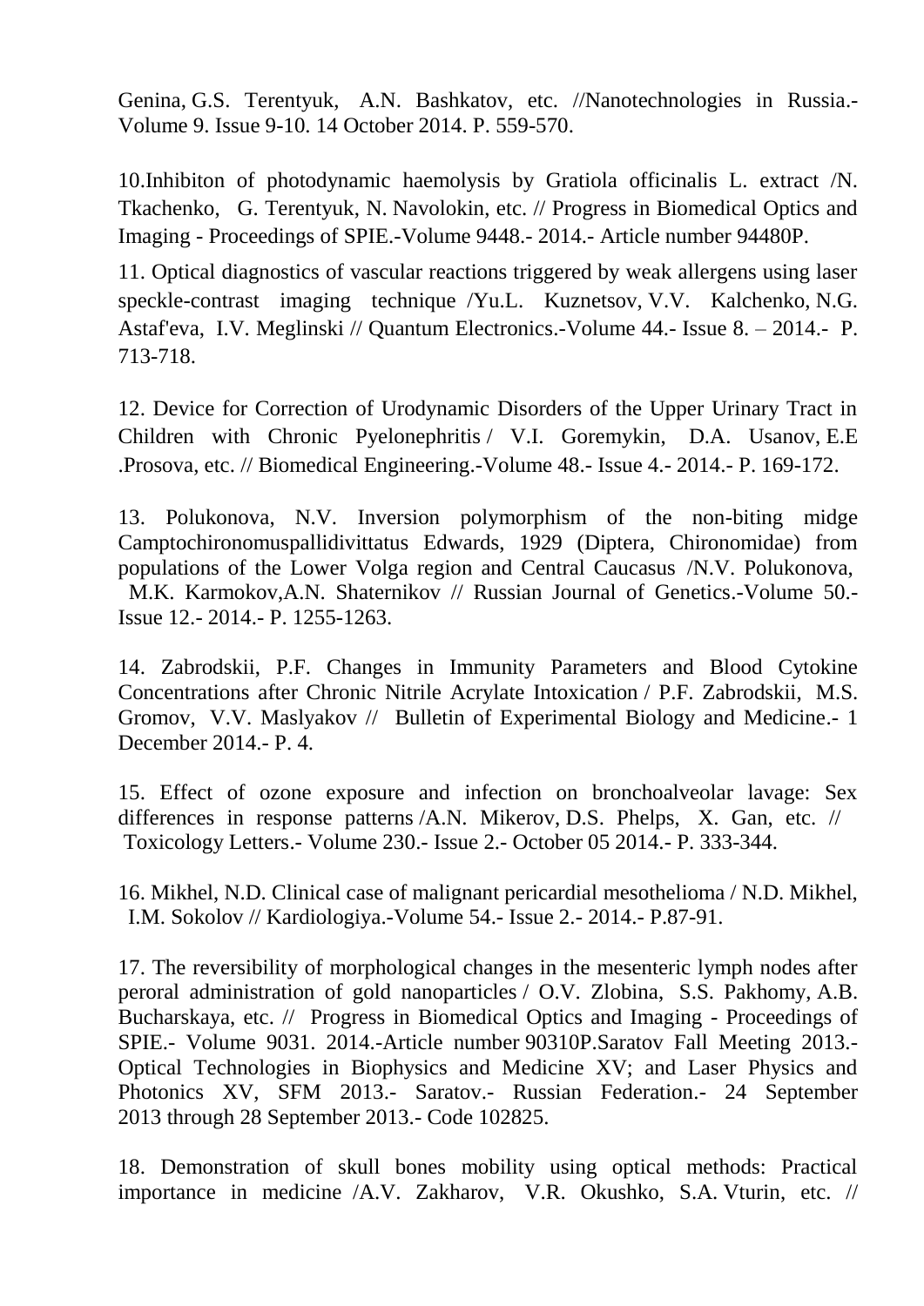Genina, G.S. Terentyuk, A.N. Bashkatov, etc. //Nanotechnologies in Russia.- Volume 9. Issue 9-10. 14 October 2014. P. 559-570.

10.Inhibiton of photodynamic haemolysis by Gratiola officinalis L. extract /N. Tkachenko, G. Terentyuk, N. Navolokin, etc. // Progress in Biomedical Optics and Imaging - Proceedings of SPIE.-Volume 9448.- 2014.- Article number 94480P.

11. Optical diagnostics of vascular reactions triggered by weak allergens using laser speckle-contrast imaging technique /Yu.L. Kuznetsov, V.V. Kalchenko, N.G. Astaf'eva, I.V. Meglinski // Quantum Electronics.-Volume 44.- Issue 8. – 2014.- P. 713-718.

12. Device for Correction of Urodynamic Disorders of the Upper Urinary Tract in Children with Chronic Pyelonephritis / V.I. Goremykin, D.A. Usanov, E.E .Prosova, etc. // Biomedical Engineering.-Volume 48.- Issue 4.- 2014.- P. 169-172.

13. Polukonova, N.V. Inversion polymorphism of the non-biting midge Camptochironomuspallidivittatus Edwards, 1929 (Diptera, Chironomidae) from populations of the Lower Volga region and Central Caucasus /N.V. Polukonova, M.K. Karmokov,A.N. Shaternikov // Russian Journal of Genetics.-Volume 50.- Issue 12.- 2014.- P. 1255-1263.

14. Zabrodskii, P.F. Changes in Immunity Parameters and Blood Cytokine Concentrations after Chronic Nitrile Acrylate Intoxication / P.F. Zabrodskii, M.S. Gromov, V.V. Maslyakov // Bulletin of Experimental Biology and Medicine.- 1 December 2014.- P. 4.

15. Effect of ozone exposure and infection on bronchoalveolar lavage: Sex differences in response patterns /A.N. Mikerov, D.S. Phelps, X. Gan, etc. // Toxicology Letters.- Volume 230.- Issue 2.- October 05 2014.- P. 333-344.

16. Mikhel, N.D. Clinical case of malignant pericardial mesothelioma / N.D. Mikhel, I.M. Sokolov // Kardiologiya.-Volume 54.- Issue 2.- 2014.- P.87-91.

17. The reversibility of morphological changes in the mesenteric lymph nodes after peroral administration of gold nanoparticles / O.V. Zlobina, S.S. Pakhomy, A.B. Bucharskaya, etc. // Progress in Biomedical Optics and Imaging - Proceedings of SPIE.- Volume 9031. 2014.-Article number 90310P.Saratov Fall Meeting 2013.- Optical Technologies in Biophysics and Medicine XV; and Laser Physics and Photonics XV, SFM 2013.- Saratov.- Russian Federation.- 24 September 2013 through 28 September 2013.- Code 102825.

18. Demonstration of skull bones mobility using optical methods: Practical importance in medicine /A.V. Zakharov, V.R. Okushko, S.A. Vturin, etc. //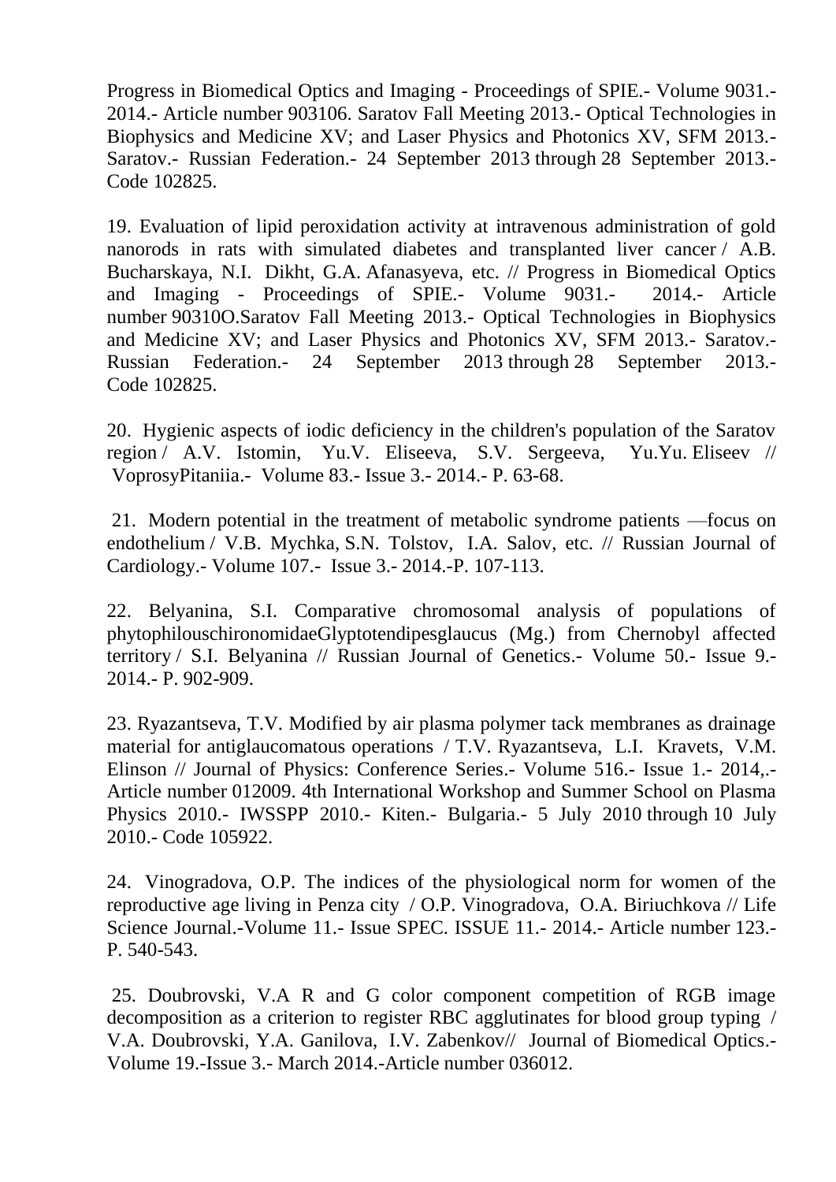Progress in Biomedical Optics and Imaging - Proceedings of SPIE.- Volume 9031.- 2014.- Article number 903106. Saratov Fall Meeting 2013.- Optical Technologies in Biophysics and Medicine XV; and Laser Physics and Photonics XV, SFM 2013.- Saratov.- Russian Federation.- 24 September 2013 through 28 September 2013.- Code 102825.

19. Evaluation of lipid peroxidation activity at intravenous administration of gold nanorods in rats with simulated diabetes and transplanted liver cancer / A.B. Bucharskaya, N.I. Dikht, G.A. Afanasyeva, etc. // Progress in Biomedical Optics and Imaging - Proceedings of SPIE.- Volume 9031.- 2014.- Article number 90310O.Saratov Fall Meeting 2013.- Optical Technologies in Biophysics and Medicine XV; and Laser Physics and Photonics XV, SFM 2013.- Saratov.- Russian Federation.- 24 September 2013 through 28 September 2013.- Code 102825.

20. Hygienic aspects of iodic deficiency in the children's population of the Saratov region / A.V. Istomin, Yu.V. Eliseeva, S.V. Sergeeva, Yu.Yu. Eliseev // VoprosyPitaniia.- Volume 83.- Issue 3.- 2014.- P. 63-68.

21. Modern potential in the treatment of metabolic syndrome patients —focus on endothelium / V.B. Mychka, S.N. Tolstov, I.A. Salov, etc. // Russian Journal of Cardiology.- Volume 107.- Issue 3.- 2014.-P. 107-113.

22. Belyanina, S.I. Comparative chromosomal analysis of populations of phytophilouschironomidaeGlyptotendipesglaucus (Mg.) from Chernobyl affected territory / S.I. Belyanina // Russian Journal of Genetics.- Volume 50.- Issue 9.- 2014.- P. 902-909.

23. Ryazantseva, T.V. Modified by air plasma polymer tack membranes as drainage material for antiglaucomatous operations / T.V. Ryazantseva, L.I. Kravets, V.M. Elinson // Journal of Physics: Conference Series.- Volume 516.- Issue 1.- 2014,.- Article number 012009. 4th International Workshop and Summer School on Plasma Physics 2010.- IWSSPP 2010.- Kiten.- Bulgaria.- 5 July 2010 through 10 July 2010.- Code 105922.

24. Vinogradova, O.P. The indices of the physiological norm for women of the reproductive age living in Penza city / O.P. Vinogradova, O.A. Biriuchkova // Life Science Journal.-Volume 11.- Issue SPEC. ISSUE 11.- 2014.- Article number 123.- P. 540-543.

25. Doubrovski, V.A R and G color component competition of RGB image decomposition as a criterion to register RBC agglutinates for blood group typing / V.A. Doubrovski, Y.A. Ganilova, I.V. Zabenkov// Journal of Biomedical Optics.- Volume 19.-Issue 3.- March 2014.-Article number 036012.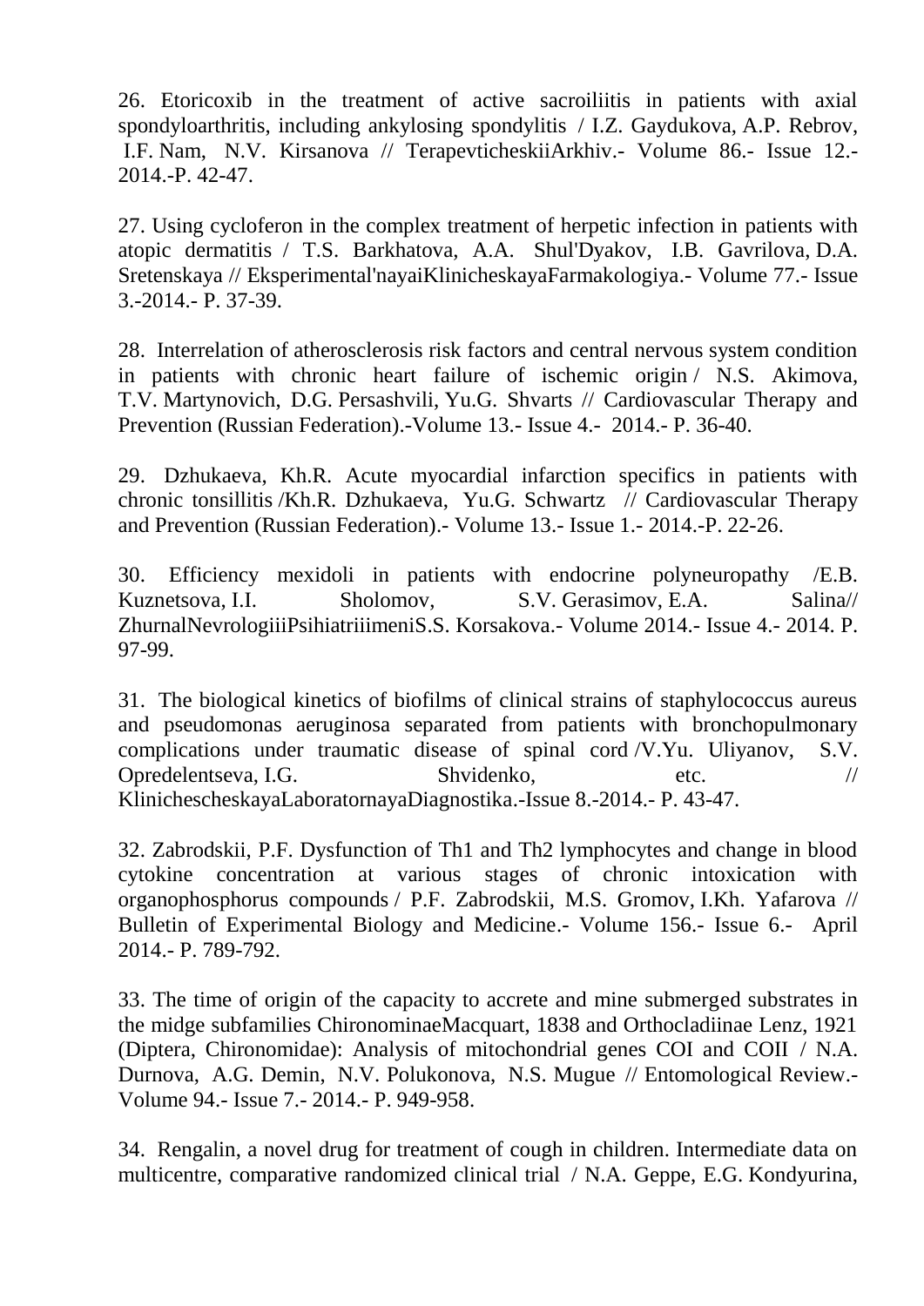26. Etoricoxib in the treatment of active sacroiliitis in patients with axial spondyloarthritis, including ankylosing spondylitis / I.Z. Gaydukova, A.P. Rebrov, I.F. Nam, N.V. Kirsanova // TerapevticheskiiArkhiv.- Volume 86.- Issue 12.- 2014.-P. 42-47.

27. Using cycloferon in the complex treatment of herpetic infection in patients with atopic dermatitis / T.S. Barkhatova, A.A. Shul'Dyakov, I.B. Gavrilova, D.A. Sretenskaya // Eksperimental'nayaiKlinicheskayaFarmakologiya.- Volume 77.- Issue 3.-2014.- P. 37-39.

28. Interrelation of atherosclerosis risk factors and central nervous system condition in patients with chronic heart failure of ischemic origin / N.S. Akimova, T.V. Martynovich, D.G. Persashvili, Yu.G. Shvarts // Cardiovascular Therapy and Prevention (Russian Federation).-Volume 13.- Issue 4.- 2014.- P. 36-40.

29. Dzhukaeva, Kh.R. Acute myocardial infarction specifics in patients with chronic tonsillitis /Kh.R. Dzhukaeva, Yu.G. Schwartz // Cardiovascular Therapy and Prevention (Russian Federation).- Volume 13.- Issue 1.- 2014.-P. 22-26.

30. Efficiency mexidoli in patients with endocrine polyneuropathy /E.B. Kuznetsova, I.I. Sholomov, S.V. Gerasimov, E.A. Salina// ZhurnalNevrologiiiPsihiatriiimeniS.S. Korsakova.- Volume 2014.- Issue 4.- 2014. P. 97-99.

31. The biological kinetics of biofilms of clinical strains of staphylococcus aureus and pseudomonas aeruginosa separated from patients with bronchopulmonary complications under traumatic disease of spinal cord /V.Yu. Uliyanov, S.V. Opredelentseva, I.G. Shvidenko, etc. // KlinichescheskayaLaboratornayaDiagnostika.-Issue 8.-2014.- P. 43-47.

32. Zabrodskii, P.F. Dysfunction of Th1 and Th2 lymphocytes and change in blood cytokine concentration at various stages of chronic intoxication with organophosphorus compounds / P.F. Zabrodskii, M.S. Gromov, I.Kh. Yafarova // Bulletin of Experimental Biology and Medicine.- Volume 156.- Issue 6.- April 2014.- P. 789-792.

33. The time of origin of the capacity to accrete and mine submerged substrates in the midge subfamilies ChironominaeMacquart, 1838 and Orthocladiinae Lenz, 1921 (Diptera, Chironomidae): Analysis of mitochondrial genes COI and COII / N.A. Durnova, A.G. Demin, N.V. Polukonova, N.S. Mugue // Entomological Review.- Volume 94.- Issue 7.- 2014.- P. 949-958.

34. Rengalin, a novel drug for treatment of cough in children. Intermediate data on multicentre, comparative randomized clinical trial / N.A. Geppe, E.G. Kondyurina,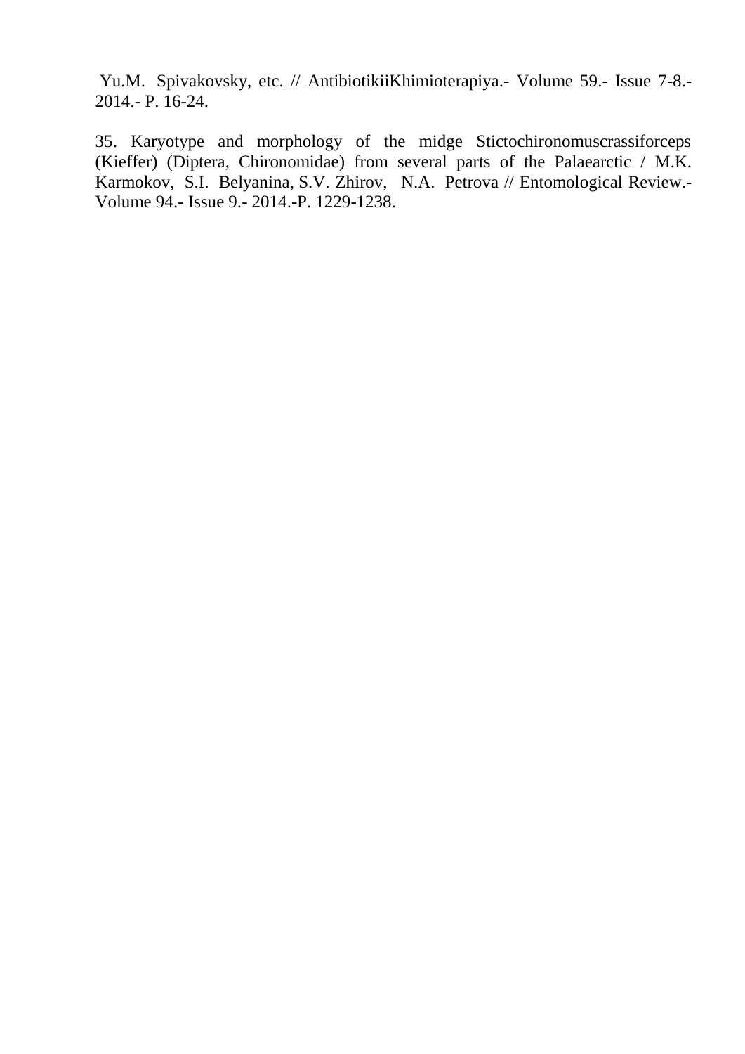Yu.M. Spivakovsky, etc. // AntibiotikiiKhimioterapiya.- Volume 59.- Issue 7-8.- 2014.- P. 16-24.

35. Karyotype and morphology of the midge Stictochironomuscrassiforceps (Kieffer) (Diptera, Chironomidae) from several parts of the Palaearctic / M.K. Karmokov, S.I. Belyanina, S.V. Zhirov, N.A. Petrova // Entomological Review.- Volume 94.- Issue 9.- 2014.-P. 1229-1238.